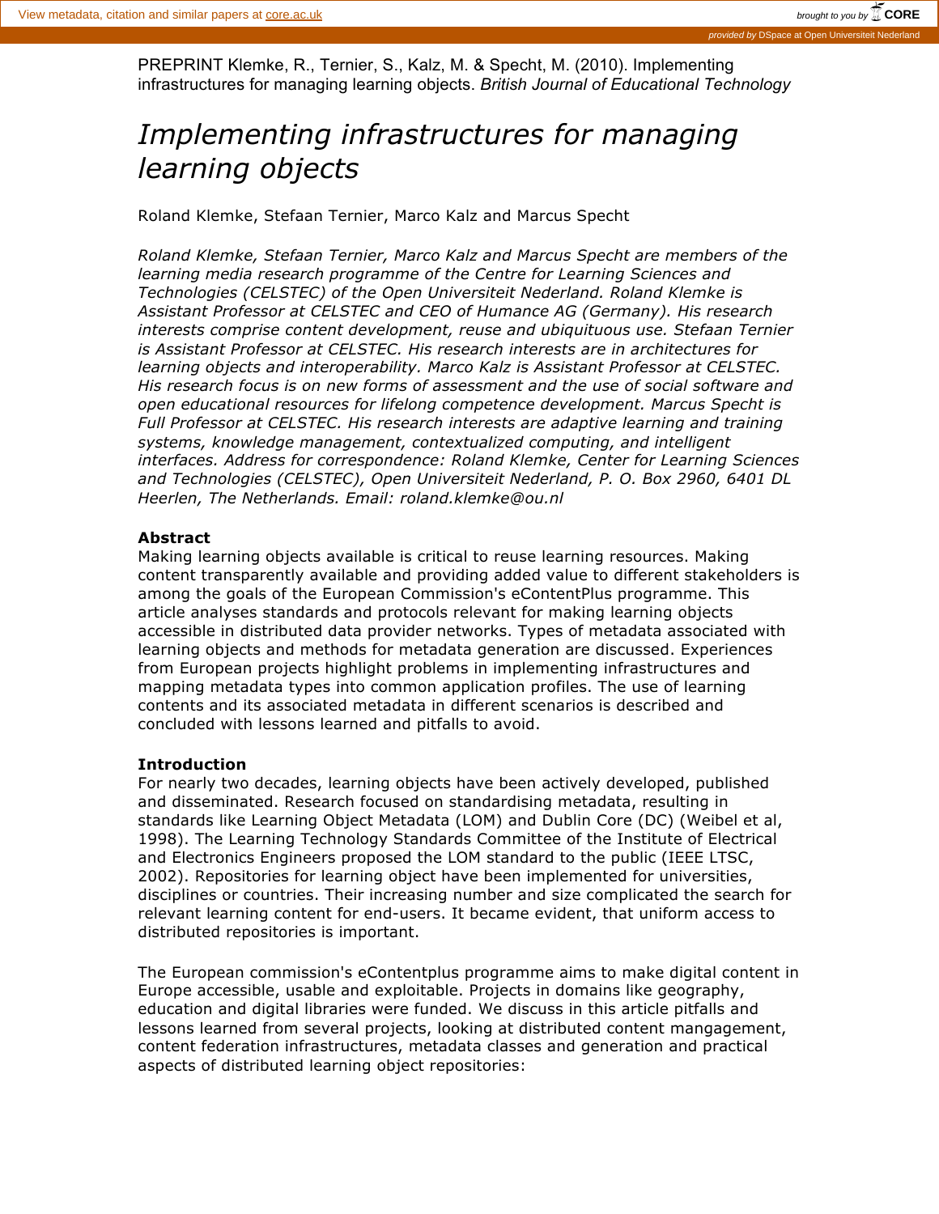PREPRINT Klemke, R., Ternier, S., Kalz, M. & Specht, M. (2010). Implementing infrastructures for managing learning objects. *British Journal of Educational Technology*

# *Implementing infrastructures for managing learning objects*

Roland Klemke, Stefaan Ternier, Marco Kalz and Marcus Specht

*Roland Klemke, Stefaan Ternier, Marco Kalz and Marcus Specht are members of the learning media research programme of the Centre for Learning Sciences and Technologies (CELSTEC) of the Open Universiteit Nederland. Roland Klemke is Assistant Professor at CELSTEC and CEO of Humance AG (Germany). His research interests comprise content development, reuse and ubiquituous use. Stefaan Ternier is Assistant Professor at CELSTEC. His research interests are in architectures for learning objects and interoperability. Marco Kalz is Assistant Professor at CELSTEC. His research focus is on new forms of assessment and the use of social software and open educational resources for lifelong competence development. Marcus Specht is Full Professor at CELSTEC. His research interests are adaptive learning and training systems, knowledge management, contextualized computing, and intelligent interfaces. Address for correspondence: Roland Klemke, Center for Learning Sciences and Technologies (CELSTEC), Open Universiteit Nederland, P. O. Box 2960, 6401 DL Heerlen, The Netherlands. Email: roland.klemke@ou.nl*

## Abstract

Making learning objects available is critical to reuse learning resources. Making content transparently available and providing added value to different stakeholders is among the goals of the European Commission's eContentPlus programme. This article analyses standards and protocols relevant for making learning objects accessible in distributed data provider networks. Types of metadata associated with learning objects and methods for metadata generation are discussed. Experiences from European projects highlight problems in implementing infrastructures and mapping metadata types into common application profiles. The use of learning contents and its associated metadata in different scenarios is described and concluded with lessons learned and pitfalls to avoid.

## Introduction

For nearly two decades, learning objects have been actively developed, published and disseminated. Research focused on standardising metadata, resulting in standards like Learning Object Metadata (LOM) and Dublin Core (DC) (Weibel et al, 1998). The Learning Technology Standards Committee of the Institute of Electrical and Electronics Engineers proposed the LOM standard to the public (IEEE LTSC, 2002). Repositories for learning object have been implemented for universities, disciplines or countries. Their increasing number and size complicated the search for relevant learning content for end-users. It became evident, that uniform access to distributed repositories is important.

The European commission's eContentplus programme aims to make digital content in Europe accessible, usable and exploitable. Projects in domains like geography, education and digital libraries were funded. We discuss in this article pitfalls and lessons learned from several projects, looking at distributed content mangagement, content federation infrastructures, metadata classes and generation and practical aspects of distributed learning object repositories: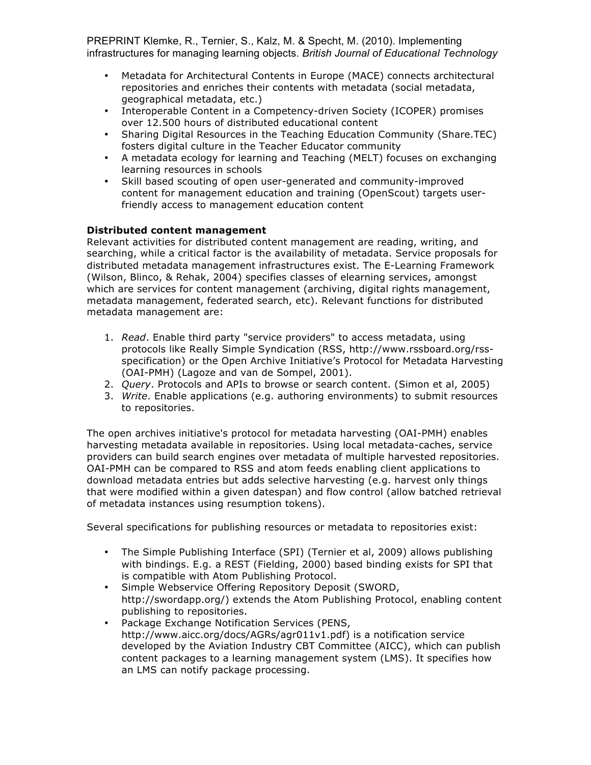- Metadata for Architectural Contents in Europe (MACE) connects architectural repositories and enriches their contents with metadata (social metadata, geographical metadata, etc.)
- Interoperable Content in a Competency-driven Society (ICOPER) promises over 12.500 hours of distributed educational content
- Sharing Digital Resources in the Teaching Education Community (Share.TEC) fosters digital culture in the Teacher Educator community
- A metadata ecology for learning and Teaching (MELT) focuses on exchanging learning resources in schools
- Skill based scouting of open user-generated and community-improved content for management education and training (OpenScout) targets user-friendly access to management education content

**Distributed content management**

Relevant activities for distributed content management are reading, writing, and searching, while a critical factor is the availability of metadata. Service proposals for distributed metadata management infrastructures exist. The E-Learning Framework (Wilson, Blinco, & Rehak, 2004) specifies classes of elearning services, amongst which are services for content management (archiving, digital rights management, metadata management, federated search, etc). Relevant functions for distributed metadata management are:

1. *Read*. Enable third party "service providers" to access metadata, using protocols like Really Simple Syndication (RSS, http://www.rssboard.org/rss-specification) or the Open Archive Initiative's Protocol for Metadata Harvesting (OAI-PMH) (Lagoze and van de Sompel, 2001).
2. *Query*. Protocols and APIs to browse or search content. (Simon et al, 2005)
3. *Write*. Enable applications (e.g. authoring environments) to submit resources to repositories.

The open archives initiative's protocol for metadata harvesting (OAI-PMH) enables harvesting metadata available in repositories. Using local metadata-caches, service providers can build search engines over metadata of multiple harvested repositories. OAI-PMH can be compared to RSS and atom feeds enabling client applications to download metadata entries but adds selective harvesting (e.g. harvest only things that were modified within a given datespan) and flow control (allow batched retrieval of metadata instances using resumption tokens).

Several specifications for publishing resources or metadata to repositories exist:

- The Simple Publishing Interface (SPI) (Ternier et al, 2009) allows publishing with bindings. E.g. a REST (Fielding, 2000) based binding exists for SPI that is compatible with Atom Publishing Protocol.
- Simple Webservice Offering Repository Deposit (SWORD, http://swordapp.org/) extends the Atom Publishing Protocol, enabling content publishing to repositories.
- Package Exchange Notification Services (PENS, http://www.aicc.org/docs/AGRs/agr011v1.pdf) is a notification service developed by the Aviation Industry CBT Committee (AICC), which can publish content packages to a learning management system (LMS). It specifies how an LMS can notify package processing.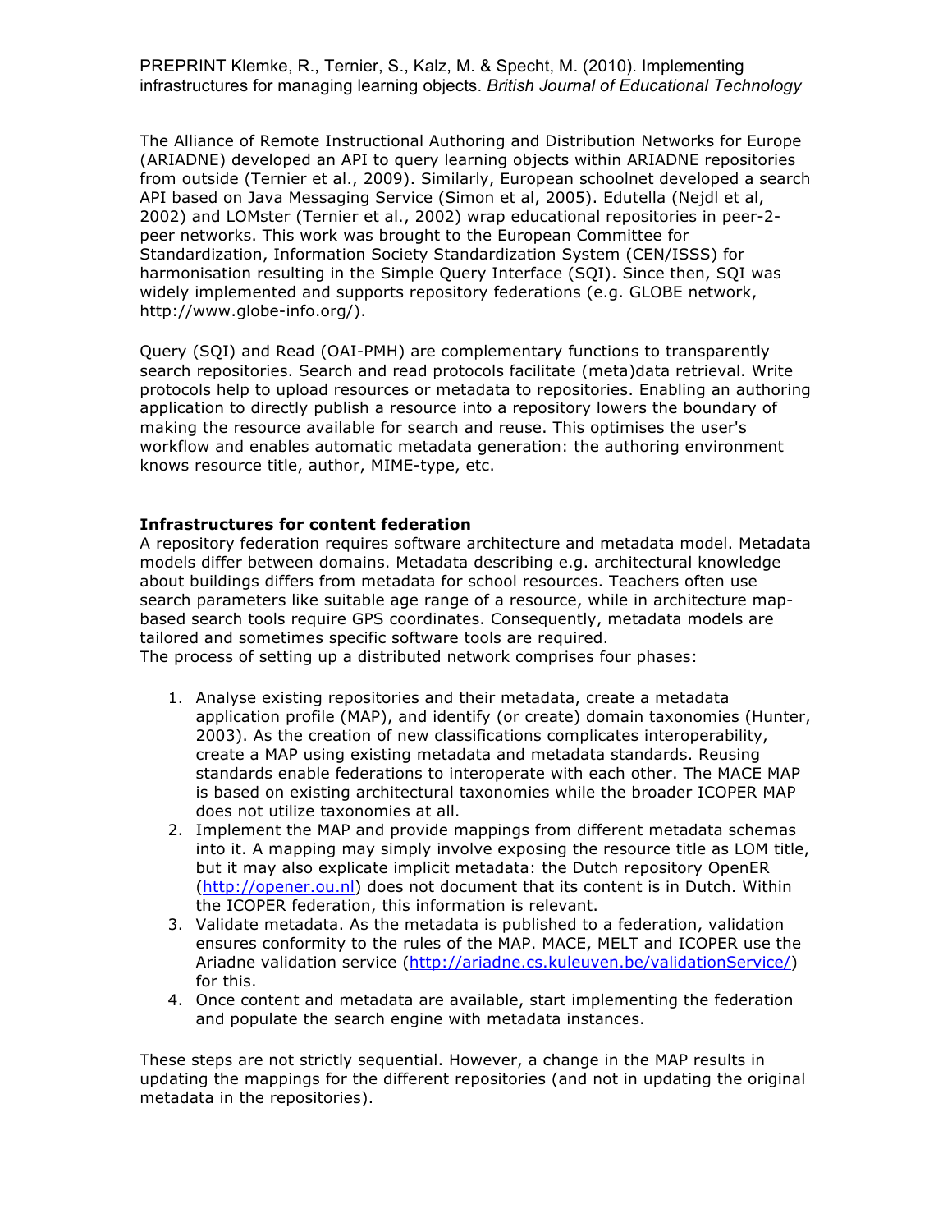The Alliance of Remote Instructional Authoring and Distribution Networks for Europe (ARIADNE) developed an API to query learning objects within ARIADNE repositories from outside (Ternier et al., 2009). Similarly, European schoolnet developed a search API based on Java Messaging Service (Simon et al, 2005). Edutella (Nejdl et al, 2002) and LOMster (Ternier et al., 2002) wrap educational repositories in peer-2-peer networks. This work was brought to the European Committee for Standardization, Information Society Standardization System (CEN/ISSS) for harmonisation resulting in the Simple Query Interface (SQI). Since then, SQI was widely implemented and supports repository federations (e.g. GLOBE network, http://www.globe-info.org/).

Query (SQI) and Read (OAI-PMH) are complementary functions to transparently search repositories. Search and read protocols facilitate (meta)data retrieval. Write protocols help to upload resources or metadata to repositories. Enabling an authoring application to directly publish a resource into a repository lowers the boundary of making the resource available for search and reuse. This optimises the user's workflow and enables automatic metadata generation: the authoring environment knows resource title, author, MIME-type, etc.

**Infrastructures for content federation**

A repository federation requires software architecture and metadata model. Metadata models differ between domains. Metadata describing e.g. architectural knowledge about buildings differs from metadata for school resources. Teachers often use search parameters like suitable age range of a resource, while in architecture map-based search tools require GPS coordinates. Consequently, metadata models are tailored and sometimes specific software tools are required.

The process of setting up a distributed network comprises four phases:

1. Analyse existing repositories and their metadata, create a metadata application profile (MAP), and identify (or create) domain taxonomies (Hunter, 2003). As the creation of new classifications complicates interoperability, create a MAP using existing metadata and metadata standards. Reusing standards enable federations to interoperate with each other. The MACE MAP is based on existing architectural taxonomies while the broader ICOPER MAP does not utilize taxonomies at all.
2. Implement the MAP and provide mappings from different metadata schemas into it. A mapping may simply involve exposing the resource title as LOM title, but it may also explicate implicit metadata: the Dutch repository OpenER (http://opener.ou.nl) does not document that its content is in Dutch. Within the ICOPER federation, this information is relevant.
3. Validate metadata. As the metadata is published to a federation, validation ensures conformity to the rules of the MAP. MACE, MELT and ICOPER use the Ariadne validation service (http://ariadne.cs.kuleuven.be/validationService/) for this.
4. Once content and metadata are available, start implementing the federation and populate the search engine with metadata instances.

These steps are not strictly sequential. However, a change in the MAP results in updating the mappings for the different repositories (and not in updating the original metadata in the repositories).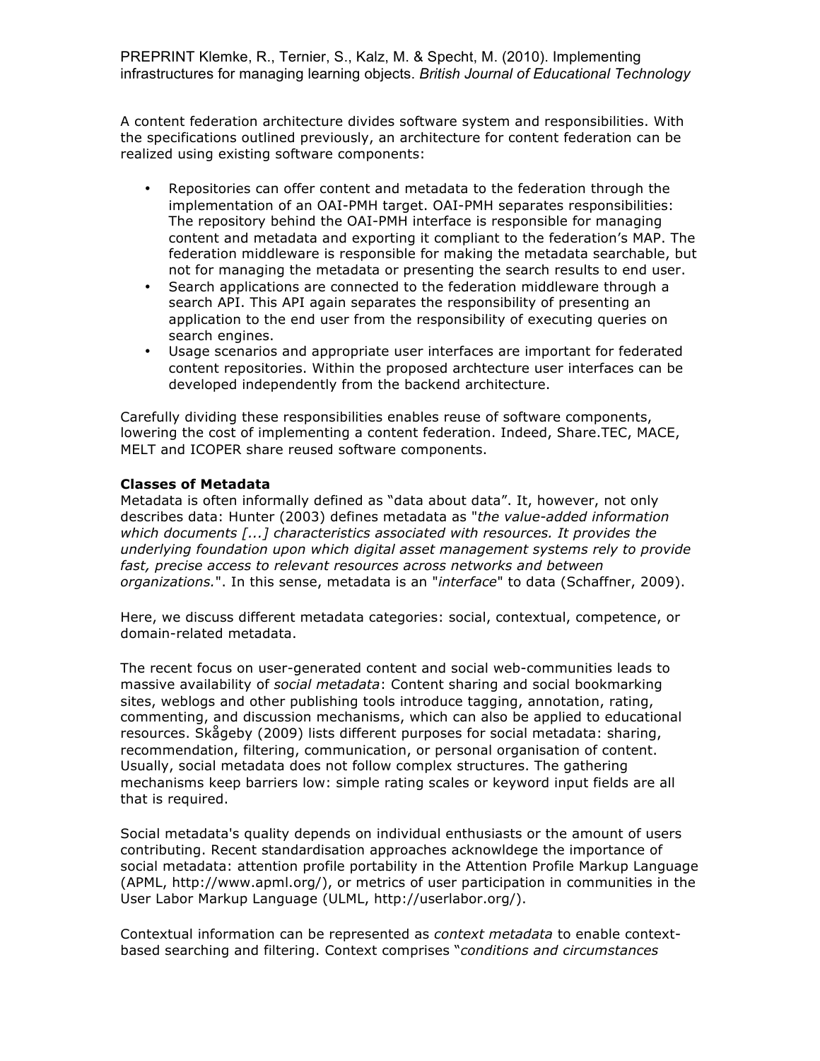A content federation architecture divides software system and responsibilities. With the specifications outlined previously, an architecture for content federation can be realized using existing software components:

- Repositories can offer content and metadata to the federation through the implementation of an OAI-PMH target. OAI-PMH separates responsibilities: The repository behind the OAI-PMH interface is responsible for managing content and metadata and exporting it compliant to the federation's MAP. The federation middleware is responsible for making the metadata searchable, but not for managing the metadata or presenting the search results to end user.
- Search applications are connected to the federation middleware through a search API. This API again separates the responsibility of presenting an application to the end user from the responsibility of executing queries on search engines.
- Usage scenarios and appropriate user interfaces are important for federated content repositories. Within the proposed archtecture user interfaces can be developed independently from the backend architecture.

Carefully dividing these responsibilities enables reuse of software components, lowering the cost of implementing a content federation. Indeed, Share.TEC, MACE, MELT and ICOPER share reused software components.

**Classes of Metadata**

Metadata is often informally defined as "data about data". It, however, not only describes data: Hunter (2003) defines metadata as "*the value-added information which documents [...] characteristics associated with resources. It provides the underlying foundation upon which digital asset management systems rely to provide fast, precise access to relevant resources across networks and between organizations.*". In this sense, metadata is an "*interface*" to data (Schaffner, 2009).

Here, we discuss different metadata categories: social, contextual, competence, or domain-related metadata.

The recent focus on user-generated content and social web-communities leads to massive availability of *social metadata*: Content sharing and social bookmarking sites, weblogs and other publishing tools introduce tagging, annotation, rating, commenting, and discussion mechanisms, which can also be applied to educational resources. Skågeby (2009) lists different purposes for social metadata: sharing, recommendation, filtering, communication, or personal organisation of content. Usually, social metadata does not follow complex structures. The gathering mechanisms keep barriers low: simple rating scales or keyword input fields are all that is required.

Social metadata's quality depends on individual enthusiasts or the amount of users contributing. Recent standardisation approaches acknowldege the importance of social metadata: attention profile portability in the Attention Profile Markup Language (APML, http://www.apml.org/), or metrics of user participation in communities in the User Labor Markup Language (ULML, http://userlabor.org/).

Contextual information can be represented as *context metadata* to enable context-based searching and filtering. Context comprises "*conditions and circumstances*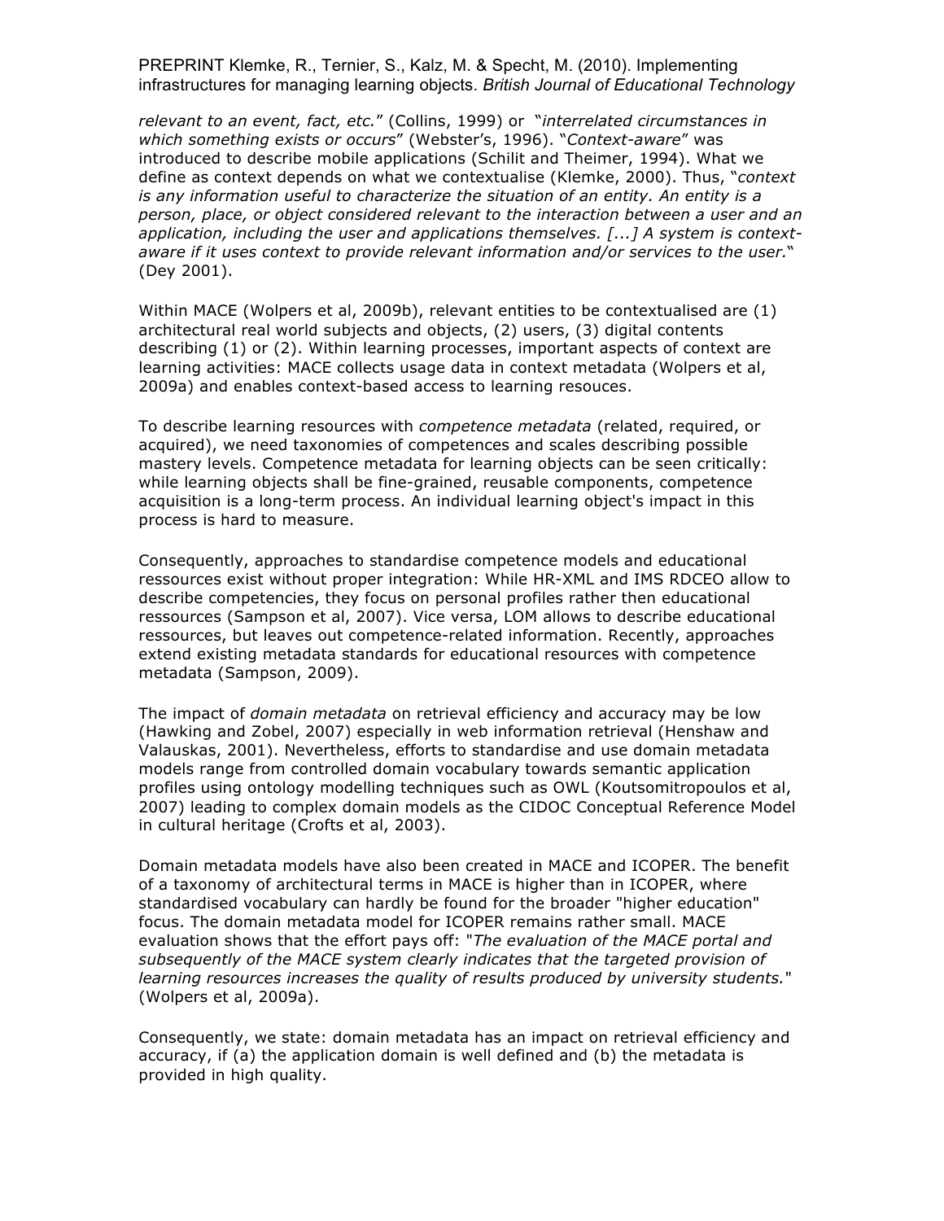*relevant to an event, fact, etc.*" (Collins, 1999) or "*interrelated circumstances in which something exists or occurs*" (Webster's, 1996). "*Context-aware*" was introduced to describe mobile applications (Schilit and Theimer, 1994). What we define as context depends on what we contextualise (Klemke, 2000). Thus, "*context is any information useful to characterize the situation of an entity. An entity is a person, place, or object considered relevant to the interaction between a user and an application, including the user and applications themselves. [...] A system is context-aware if it uses context to provide relevant information and/or services to the user.*" (Dey 2001).

Within MACE (Wolpers et al, 2009b), relevant entities to be contextualised are (1) architectural real world subjects and objects, (2) users, (3) digital contents describing (1) or (2). Within learning processes, important aspects of context are learning activities: MACE collects usage data in context metadata (Wolpers et al, 2009a) and enables context-based access to learning resouces.

To describe learning resources with *competence metadata* (related, required, or acquired), we need taxonomies of competences and scales describing possible mastery levels. Competence metadata for learning objects can be seen critically: while learning objects shall be fine-grained, reusable components, competence acquisition is a long-term process. An individual learning object's impact in this process is hard to measure.

Consequently, approaches to standardise competence models and educational ressources exist without proper integration: While HR-XML and IMS RDCEO allow to describe competencies, they focus on personal profiles rather then educational ressources (Sampson et al, 2007). Vice versa, LOM allows to describe educational ressources, but leaves out competence-related information. Recently, approaches extend existing metadata standards for educational resources with competence metadata (Sampson, 2009).

The impact of *domain metadata* on retrieval efficiency and accuracy may be low (Hawking and Zobel, 2007) especially in web information retrieval (Henshaw and Valauskas, 2001). Nevertheless, efforts to standardise and use domain metadata models range from controlled domain vocabulary towards semantic application profiles using ontology modelling techniques such as OWL (Koutsomitropoulos et al, 2007) leading to complex domain models as the CIDOC Conceptual Reference Model in cultural heritage (Crofts et al, 2003).

Domain metadata models have also been created in MACE and ICOPER. The benefit of a taxonomy of architectural terms in MACE is higher than in ICOPER, where standardised vocabulary can hardly be found for the broader "higher education" focus. The domain metadata model for ICOPER remains rather small. MACE evaluation shows that the effort pays off: "*The evaluation of the MACE portal and subsequently of the MACE system clearly indicates that the targeted provision of learning resources increases the quality of results produced by university students.*" (Wolpers et al, 2009a).

Consequently, we state: domain metadata has an impact on retrieval efficiency and accuracy, if (a) the application domain is well defined and (b) the metadata is provided in high quality.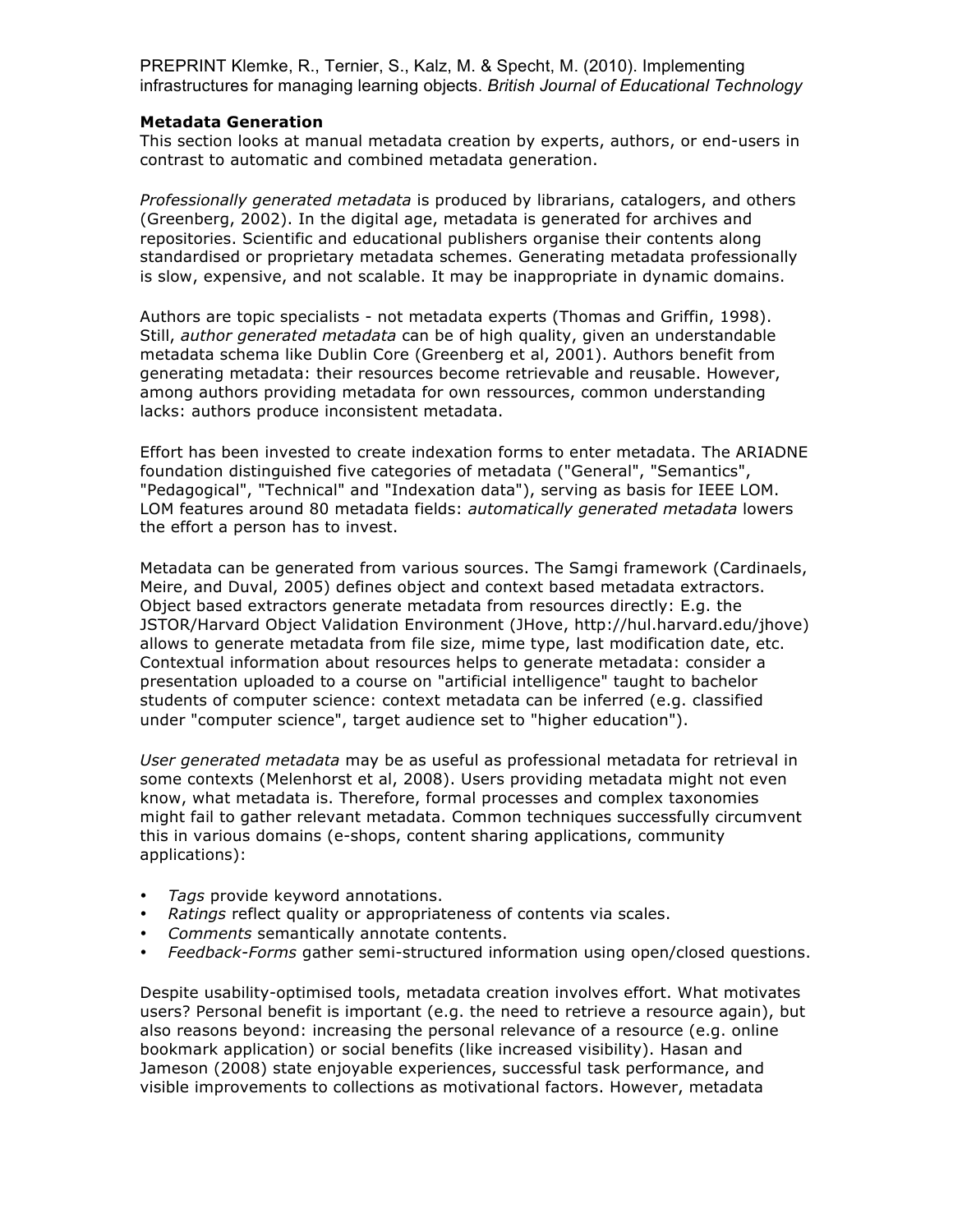### Metadata Generation

This section looks at manual metadata creation by experts, authors, or end-users in contrast to automatic and combined metadata generation.

*Professionally generated metadata* is produced by librarians, catalogers, and others (Greenberg, 2002). In the digital age, metadata is generated for archives and repositories. Scientific and educational publishers organise their contents along standardised or proprietary metadata schemes. Generating metadata professionally is slow, expensive, and not scalable. It may be inappropriate in dynamic domains.

Authors are topic specialists - not metadata experts (Thomas and Griffin, 1998). Still, *author generated metadata* can be of high quality, given an understandable metadata schema like Dublin Core (Greenberg et al, 2001). Authors benefit from generating metadata: their resources become retrievable and reusable. However, among authors providing metadata for own ressources, common understanding lacks: authors produce inconsistent metadata.

Effort has been invested to create indexation forms to enter metadata. The ARIADNE foundation distinguished five categories of metadata ("General", "Semantics", "Pedagogical", "Technical" and "Indexation data"), serving as basis for IEEE LOM. LOM features around 80 metadata fields: *automatically generated metadata* lowers the effort a person has to invest.

Metadata can be generated from various sources. The Samgi framework (Cardinaels, Meire, and Duval, 2005) defines object and context based metadata extractors. Object based extractors generate metadata from resources directly: E.g. the JSTOR/Harvard Object Validation Environment (JHove, http://hul.harvard.edu/jhove) allows to generate metadata from file size, mime type, last modification date, etc. Contextual information about resources helps to generate metadata: consider a presentation uploaded to a course on "artificial intelligence" taught to bachelor students of computer science: context metadata can be inferred (e.g. classified under "computer science", target audience set to "higher education").

*User generated metadata* may be as useful as professional metadata for retrieval in some contexts (Melenhorst et al, 2008). Users providing metadata might not even know, what metadata is. Therefore, formal processes and complex taxonomies might fail to gather relevant metadata. Common techniques successfully circumvent this in various domains (e-shops, content sharing applications, community applications):

- *Tags* provide keyword annotations.
- *Ratings* reflect quality or appropriateness of contents via scales.
- *Comments* semantically annotate contents.
- *Feedback-Forms* gather semi-structured information using open/closed questions.

Despite usability-optimised tools, metadata creation involves effort. What motivates users? Personal benefit is important (e.g. the need to retrieve a resource again), but also reasons beyond: increasing the personal relevance of a resource (e.g. online bookmark application) or social benefits (like increased visibility). Hasan and Jameson (2008) state enjoyable experiences, successful task performance, and visible improvements to collections as motivational factors. However, metadata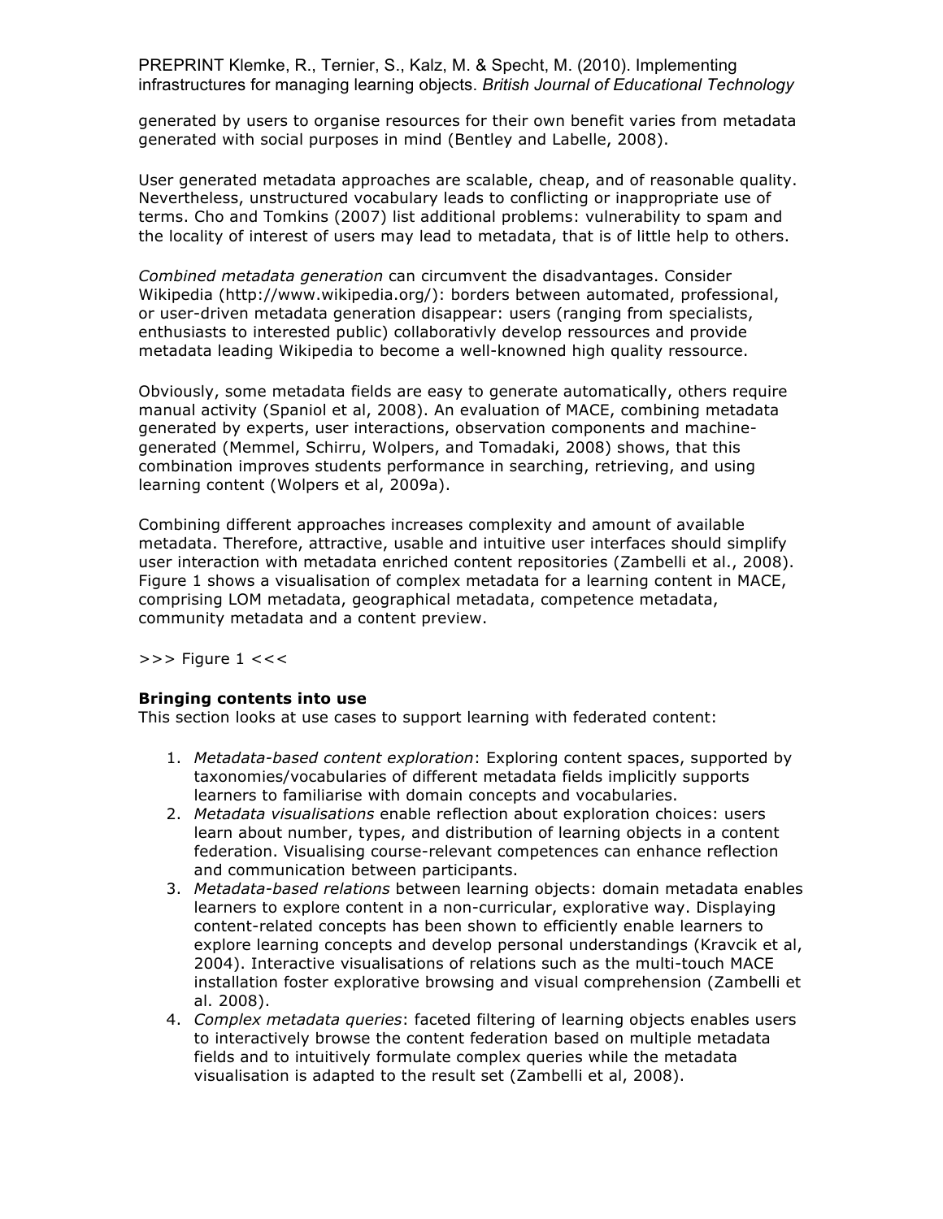generated by users to organise resources for their own benefit varies from metadata generated with social purposes in mind (Bentley and Labelle, 2008).

User generated metadata approaches are scalable, cheap, and of reasonable quality. Nevertheless, unstructured vocabulary leads to conflicting or inappropriate use of terms. Cho and Tomkins (2007) list additional problems: vulnerability to spam and the locality of interest of users may lead to metadata, that is of little help to others.

*Combined metadata generation* can circumvent the disadvantages. Consider Wikipedia (http://www.wikipedia.org/): borders between automated, professional, or user-driven metadata generation disappear: users (ranging from specialists, enthusiasts to interested public) collaborativly develop ressources and provide metadata leading Wikipedia to become a well-knowned high quality ressource.

Obviously, some metadata fields are easy to generate automatically, others require manual activity (Spaniol et al, 2008). An evaluation of MACE, combining metadata generated by experts, user interactions, observation components and machine-generated (Memmel, Schirru, Wolpers, and Tomadaki, 2008) shows, that this combination improves students performance in searching, retrieving, and using learning content (Wolpers et al, 2009a).

Combining different approaches increases complexity and amount of available metadata. Therefore, attractive, usable and intuitive user interfaces should simplify user interaction with metadata enriched content repositories (Zambelli et al., 2008). Figure 1 shows a visualisation of complex metadata for a learning content in MACE, comprising LOM metadata, geographical metadata, competence metadata, community metadata and a content preview.

>>> Figure 1 <<<

**Bringing contents into use**

This section looks at use cases to support learning with federated content:

1. *Metadata-based content exploration*: Exploring content spaces, supported by taxonomies/vocabularies of different metadata fields implicitly supports learners to familiarise with domain concepts and vocabularies.
2. *Metadata visualisations* enable reflection about exploration choices: users learn about number, types, and distribution of learning objects in a content federation. Visualising course-relevant competences can enhance reflection and communication between participants.
3. *Metadata-based relations* between learning objects: domain metadata enables learners to explore content in a non-curricular, explorative way. Displaying content-related concepts has been shown to efficiently enable learners to explore learning concepts and develop personal understandings (Kravcik et al, 2004). Interactive visualisations of relations such as the multi-touch MACE installation foster explorative browsing and visual comprehension (Zambelli et al. 2008).
4. *Complex metadata queries*: faceted filtering of learning objects enables users to interactively browse the content federation based on multiple metadata fields and to intuitively formulate complex queries while the metadata visualisation is adapted to the result set (Zambelli et al, 2008).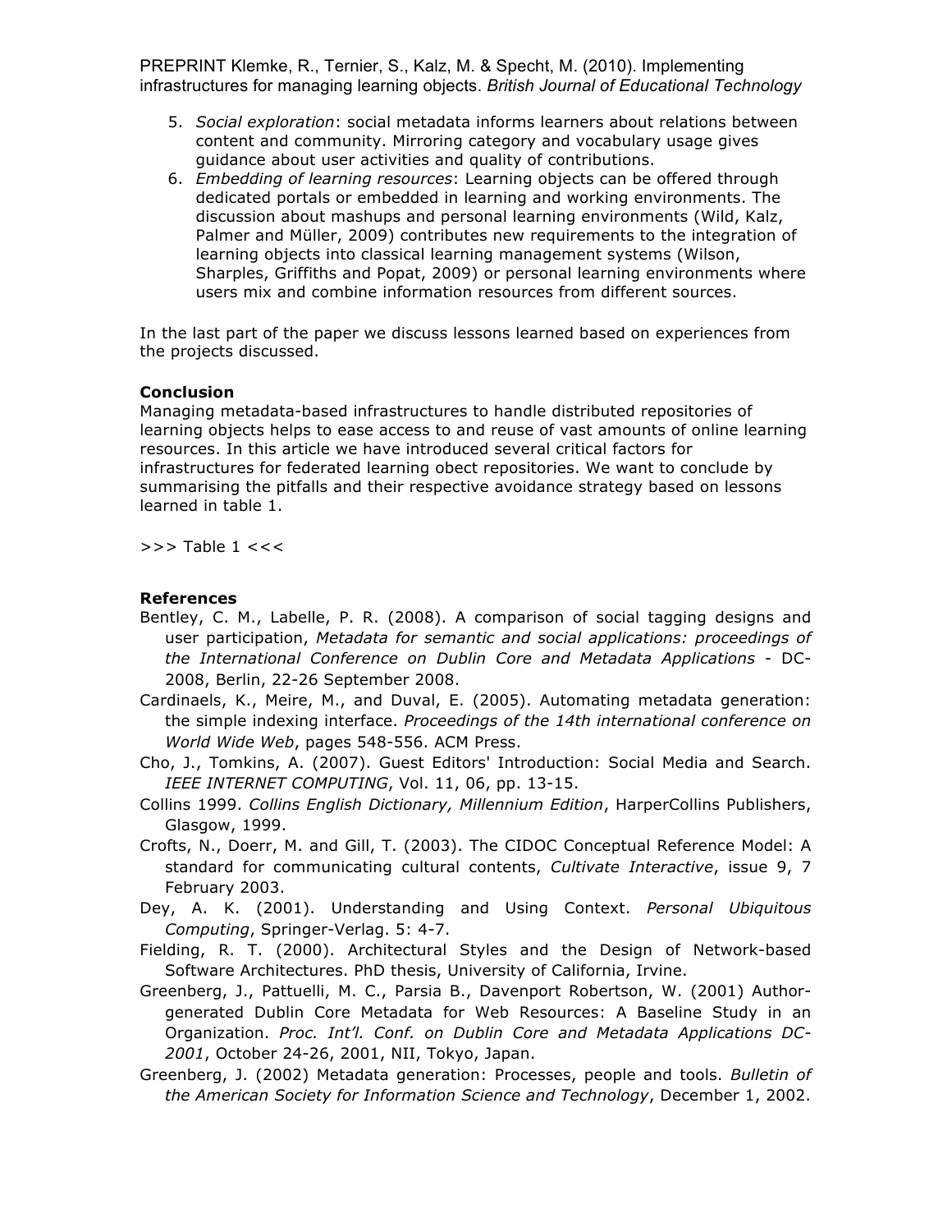5. *Social exploration*: social metadata informs learners about relations between content and community. Mirroring category and vocabulary usage gives guidance about user activities and quality of contributions.
6. *Embedding of learning resources*: Learning objects can be offered through dedicated portals or embedded in learning and working environments. The discussion about mashups and personal learning environments (Wild, Kalz, Palmer and Müller, 2009) contributes new requirements to the integration of learning objects into classical learning management systems (Wilson, Sharples, Griffiths and Popat, 2009) or personal learning environments where users mix and combine information resources from different sources.

In the last part of the paper we discuss lessons learned based on experiences from the projects discussed.

**Conclusion**

Managing metadata-based infrastructures to handle distributed repositories of learning objects helps to ease access to and reuse of vast amounts of online learning resources. In this article we have introduced several critical factors for infrastructures for federated learning obect repositories. We want to conclude by summarising the pitfalls and their respective avoidance strategy based on lessons learned in table 1.

>>> Table 1 <<<

**References**

Bentley, C. M., Labelle, P. R. (2008). A comparison of social tagging designs and user participation, *Metadata for semantic and social applications: proceedings of the International Conference on Dublin Core and Metadata Applications* - DC-2008, Berlin, 22-26 September 2008.

Cardinaels, K., Meire, M., and Duval, E. (2005). Automating metadata generation: the simple indexing interface. *Proceedings of the 14th international conference on World Wide Web*, pages 548-556. ACM Press.

Cho, J., Tomkins, A. (2007). Guest Editors' Introduction: Social Media and Search. *IEEE INTERNET COMPUTING*, Vol. 11, 06, pp. 13-15.

Collins 1999. *Collins English Dictionary, Millennium Edition*, HarperCollins Publishers, Glasgow, 1999.

Crofts, N., Doerr, M. and Gill, T. (2003). The CIDOC Conceptual Reference Model: A standard for communicating cultural contents, *Cultivate Interactive*, issue 9, 7 February 2003.

Dey, A. K. (2001). Understanding and Using Context. *Personal Ubiquitous Computing*, Springer-Verlag. 5: 4-7.

Fielding, R. T. (2000). Architectural Styles and the Design of Network-based Software Architectures. PhD thesis, University of California, Irvine.

Greenberg, J., Pattuelli, M. C., Parsia B., Davenport Robertson, W. (2001) Author-generated Dublin Core Metadata for Web Resources: A Baseline Study in an Organization. *Proc. Int'l. Conf. on Dublin Core and Metadata Applications DC-2001*, October 24-26, 2001, NII, Tokyo, Japan.

Greenberg, J. (2002) Metadata generation: Processes, people and tools. *Bulletin of the American Society for Information Science and Technology*, December 1, 2002.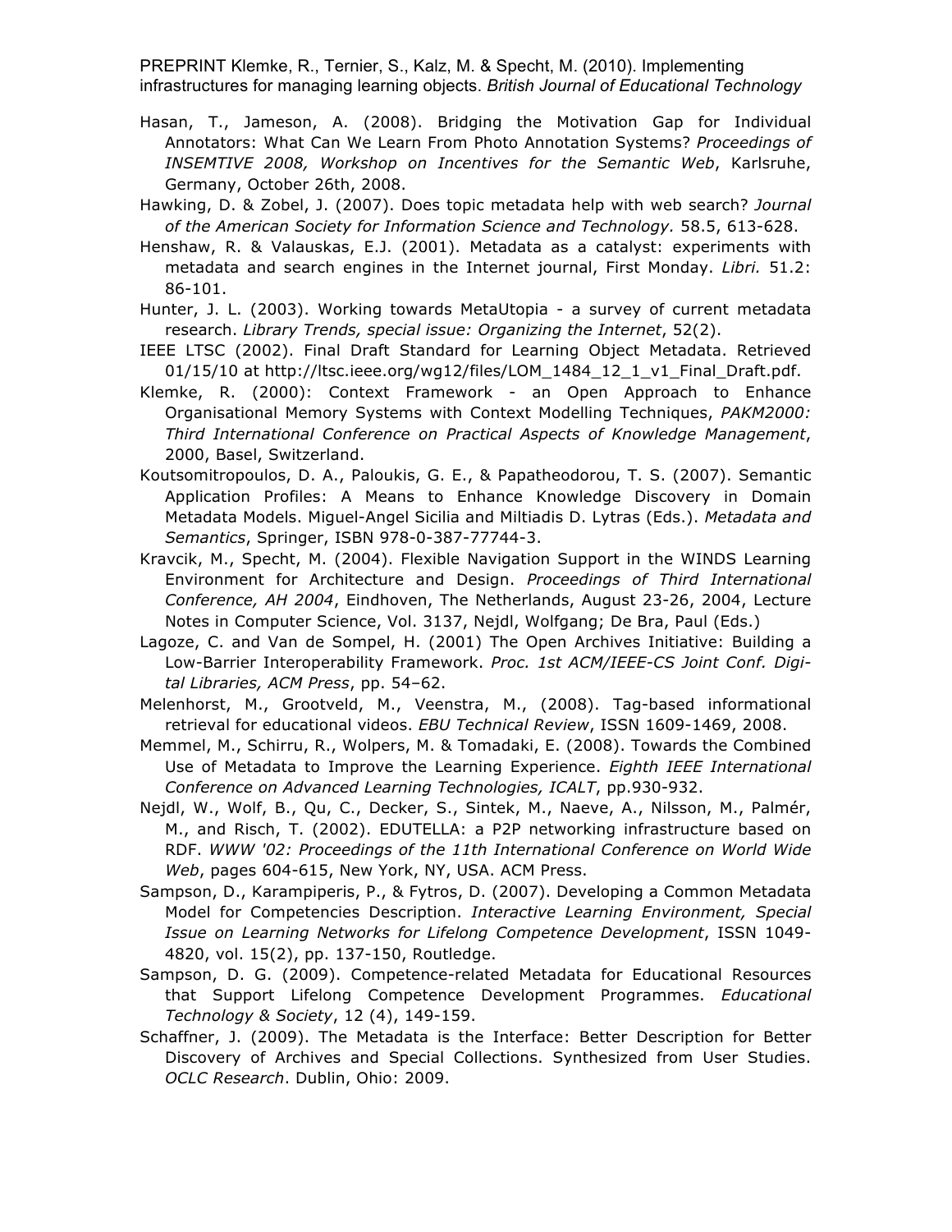Hasan, T., Jameson, A. (2008). Bridging the Motivation Gap for Individual Annotators: What Can We Learn From Photo Annotation Systems? *Proceedings of INSEMTIVE 2008, Workshop on Incentives for the Semantic Web*, Karlsruhe, Germany, October 26th, 2008.

Hawking, D. & Zobel, J. (2007). Does topic metadata help with web search? *Journal of the American Society for Information Science and Technology.* 58.5, 613-628.

Henshaw, R. & Valauskas, E.J. (2001). Metadata as a catalyst: experiments with metadata and search engines in the Internet journal, First Monday. *Libri.* 51.2: 86-101.

Hunter, J. L. (2003). Working towards MetaUtopia - a survey of current metadata research. *Library Trends, special issue: Organizing the Internet*, 52(2).

IEEE LTSC (2002). Final Draft Standard for Learning Object Metadata. Retrieved 01/15/10 at http://ltsc.ieee.org/wg12/files/LOM_1484_12_1_v1_Final_Draft.pdf.

Klemke, R. (2000): Context Framework - an Open Approach to Enhance Organisational Memory Systems with Context Modelling Techniques, *PAKM2000: Third International Conference on Practical Aspects of Knowledge Management*, 2000, Basel, Switzerland.

Koutsomitropoulos, D. A., Paloukis, G. E., & Papatheodorou, T. S. (2007). Semantic Application Profiles: A Means to Enhance Knowledge Discovery in Domain Metadata Models. Miguel-Angel Sicilia and Miltiadis D. Lytras (Eds.). *Metadata and Semantics*, Springer, ISBN 978-0-387-77744-3.

Kravcik, M., Specht, M. (2004). Flexible Navigation Support in the WINDS Learning Environment for Architecture and Design. *Proceedings of Third International Conference, AH 2004*, Eindhoven, The Netherlands, August 23-26, 2004, Lecture Notes in Computer Science, Vol. 3137, Nejdl, Wolfgang; De Bra, Paul (Eds.)

Lagoze, C. and Van de Sompel, H. (2001) The Open Archives Initiative: Building a Low-Barrier Interoperability Framework. *Proc. 1st ACM/IEEE-CS Joint Conf. Digital Libraries, ACM Press*, pp. 54–62.

Melenhorst, M., Grootveld, M., Veenstra, M., (2008). Tag-based informational retrieval for educational videos. *EBU Technical Review*, ISSN 1609-1469, 2008.

Memmel, M., Schirru, R., Wolpers, M. & Tomadaki, E. (2008). Towards the Combined Use of Metadata to Improve the Learning Experience. *Eighth IEEE International Conference on Advanced Learning Technologies, ICALT*, pp.930-932.

Nejdl, W., Wolf, B., Qu, C., Decker, S., Sintek, M., Naeve, A., Nilsson, M., Palmér, M., and Risch, T. (2002). EDUTELLA: a P2P networking infrastructure based on RDF. *WWW '02: Proceedings of the 11th International Conference on World Wide Web*, pages 604-615, New York, NY, USA. ACM Press.

Sampson, D., Karampiperis, P., & Fytros, D. (2007). Developing a Common Metadata Model for Competencies Description. *Interactive Learning Environment, Special Issue on Learning Networks for Lifelong Competence Development*, ISSN 1049-4820, vol. 15(2), pp. 137-150, Routledge.

Sampson, D. G. (2009). Competence-related Metadata for Educational Resources that Support Lifelong Competence Development Programmes. *Educational Technology & Society*, 12 (4), 149-159.

Schaffner, J. (2009). The Metadata is the Interface: Better Description for Better Discovery of Archives and Special Collections. Synthesized from User Studies. *OCLC Research*. Dublin, Ohio: 2009.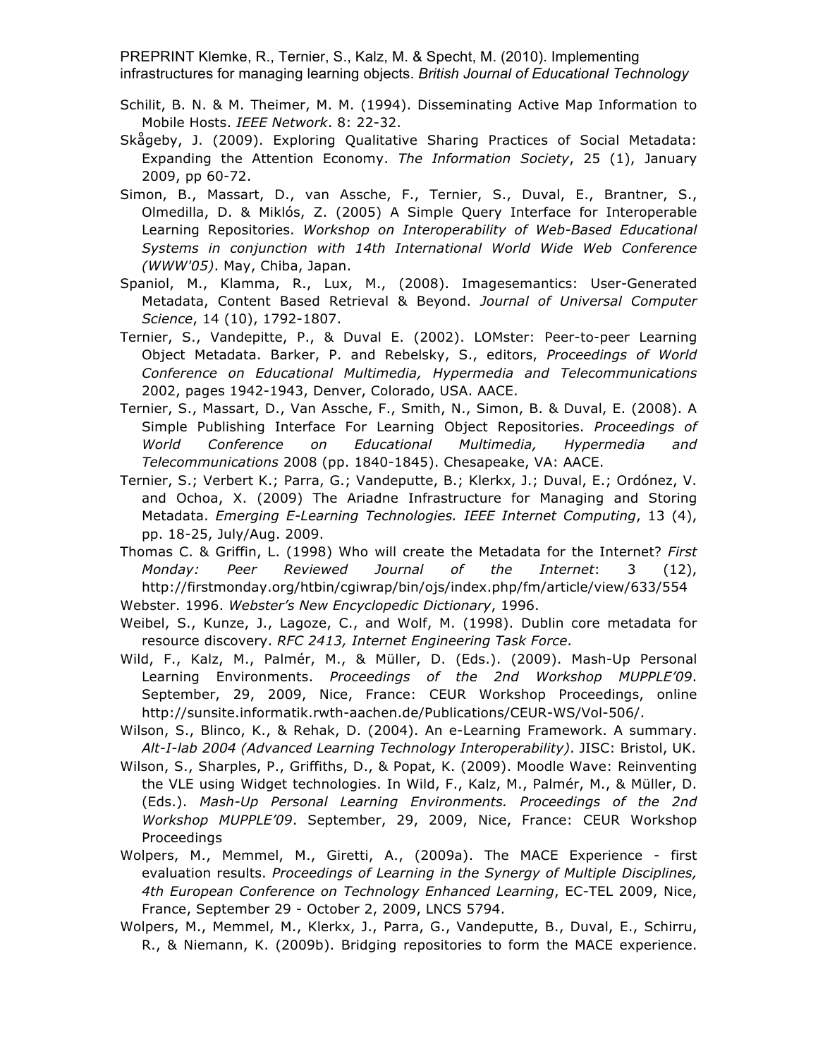Schilit, B. N. & M. Theimer, M. M. (1994). Disseminating Active Map Information to Mobile Hosts. *IEEE Network*. 8: 22-32.

Skågeby, J. (2009). Exploring Qualitative Sharing Practices of Social Metadata: Expanding the Attention Economy. *The Information Society*, 25 (1), January 2009, pp 60-72.

Simon, B., Massart, D., van Assche, F., Ternier, S., Duval, E., Brantner, S., Olmedilla, D. & Miklós, Z. (2005) A Simple Query Interface for Interoperable Learning Repositories. *Workshop on Interoperability of Web-Based Educational Systems in conjunction with 14th International World Wide Web Conference (WWW'05)*. May, Chiba, Japan.

Spaniol, M., Klamma, R., Lux, M., (2008). Imagesemantics: User-Generated Metadata, Content Based Retrieval & Beyond. *Journal of Universal Computer Science*, 14 (10), 1792-1807.

Ternier, S., Vandepitte, P., & Duval E. (2002). LOMster: Peer-to-peer Learning Object Metadata. Barker, P. and Rebelsky, S., editors, *Proceedings of World Conference on Educational Multimedia, Hypermedia and Telecommunications* 2002, pages 1942-1943, Denver, Colorado, USA. AACE.

Ternier, S., Massart, D., Van Assche, F., Smith, N., Simon, B. & Duval, E. (2008). A Simple Publishing Interface For Learning Object Repositories. *Proceedings of World Conference on Educational Multimedia, Hypermedia and Telecommunications* 2008 (pp. 1840-1845). Chesapeake, VA: AACE.

Ternier, S.; Verbert K.; Parra, G.; Vandeputte, B.; Klerkx, J.; Duval, E.; Ordónez, V. and Ochoa, X. (2009) The Ariadne Infrastructure for Managing and Storing Metadata. *Emerging E-Learning Technologies. IEEE Internet Computing*, 13 (4), pp. 18-25, July/Aug. 2009.

Thomas C. & Griffin, L. (1998) Who will create the Metadata for the Internet? *First Monday: Peer Reviewed Journal of the Internet*: 3 (12), http://firstmonday.org/htbin/cgiwrap/bin/ojs/index.php/fm/article/view/633/554

Webster. 1996. *Webster's New Encyclopedic Dictionary*, 1996.

Weibel, S., Kunze, J., Lagoze, C., and Wolf, M. (1998). Dublin core metadata for resource discovery. *RFC 2413, Internet Engineering Task Force*.

Wild, F., Kalz, M., Palmér, M., & Müller, D. (Eds.). (2009). Mash-Up Personal Learning Environments. *Proceedings of the 2nd Workshop MUPPLE'09*. September, 29, 2009, Nice, France: CEUR Workshop Proceedings, online http://sunsite.informatik.rwth-aachen.de/Publications/CEUR-WS/Vol-506/.

Wilson, S., Blinco, K., & Rehak, D. (2004). An e-Learning Framework. A summary. *Alt-I-lab 2004 (Advanced Learning Technology Interoperability)*. JISC: Bristol, UK.

Wilson, S., Sharples, P., Griffiths, D., & Popat, K. (2009). Moodle Wave: Reinventing the VLE using Widget technologies. In Wild, F., Kalz, M., Palmér, M., & Müller, D. (Eds.). *Mash-Up Personal Learning Environments. Proceedings of the 2nd Workshop MUPPLE'09*. September, 29, 2009, Nice, France: CEUR Workshop Proceedings

Wolpers, M., Memmel, M., Giretti, A., (2009a). The MACE Experience - first evaluation results. *Proceedings of Learning in the Synergy of Multiple Disciplines, 4th European Conference on Technology Enhanced Learning*, EC-TEL 2009, Nice, France, September 29 - October 2, 2009, LNCS 5794.

Wolpers, M., Memmel, M., Klerkx, J., Parra, G., Vandeputte, B., Duval, E., Schirru, R., & Niemann, K. (2009b). Bridging repositories to form the MACE experience.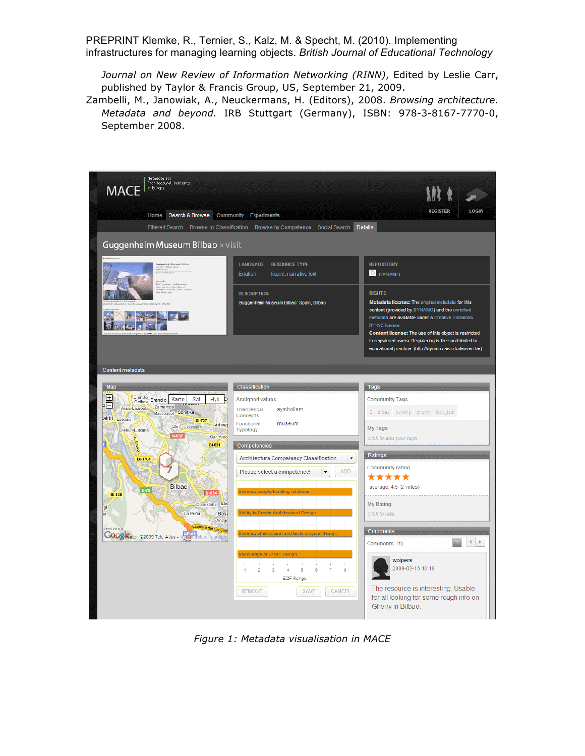Journal on New Review of Information Networking (RINN)*, Edited by Leslie Carr, published by Taylor & Francis Group, US, September 21, 2009.

Zambelli, M., Janowiak, A., Neuckermans, H. (Editors), 2008. *Browsing architecture. Metadata and beyond.* IRB Stuttgart (Germany), ISBN: 978-3-8167-7770-0, September 2008.

*Figure 1: Metadata visualisation in MACE*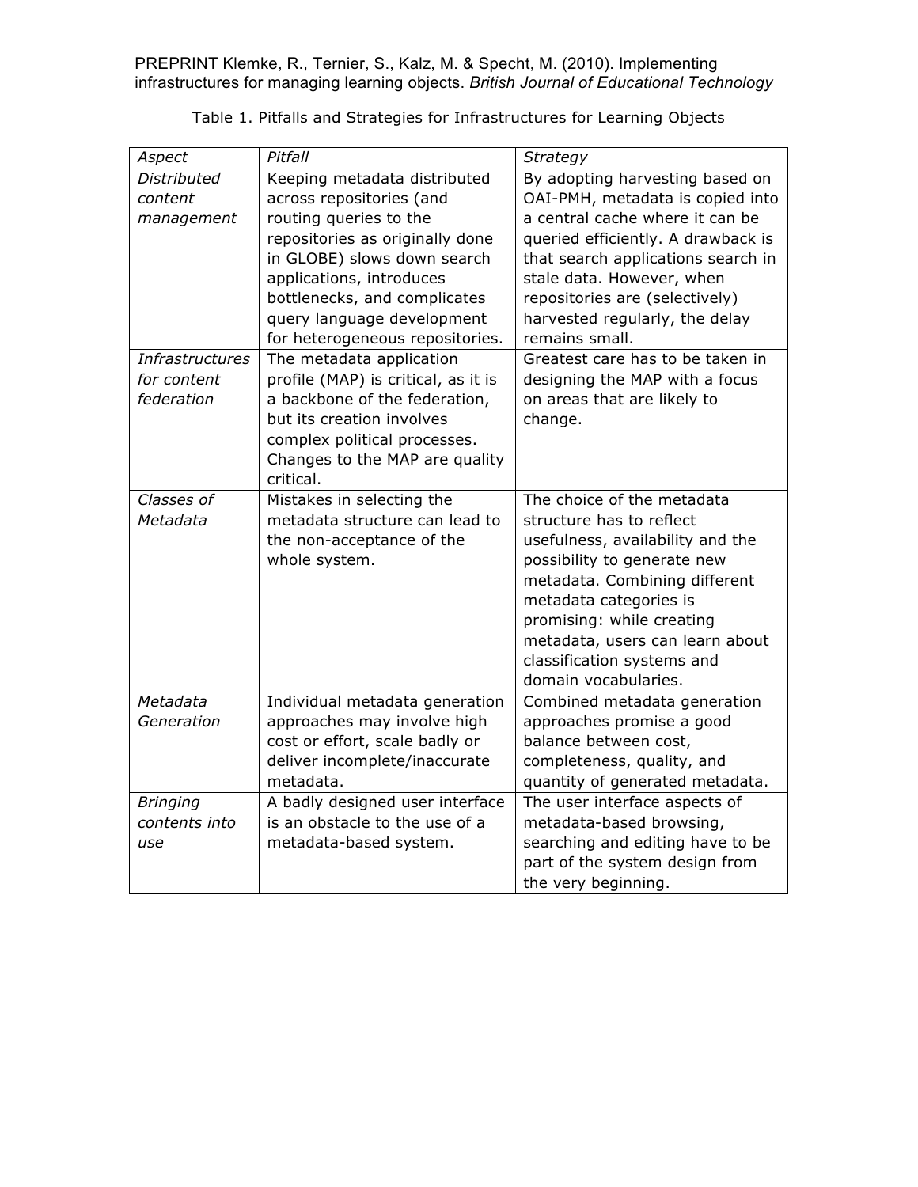Table 1. Pitfalls and Strategies for Infrastructures for Learning Objects

| *Aspect* | *Pitfall* | *Strategy* |
|---|---|---|
| *Distributed content management* | Keeping metadata distributed across repositories (and routing queries to the repositories as originally done in GLOBE) slows down search applications, introduces bottlenecks, and complicates query language development for heterogeneous repositories. | By adopting harvesting based on OAI-PMH, metadata is copied into a central cache where it can be queried efficiently. A drawback is that search applications search in stale data. However, when repositories are (selectively) harvested regularly, the delay remains small. |
| *Infrastructures for content federation* | The metadata application profile (MAP) is critical, as it is a backbone of the federation, but its creation involves complex political processes. Changes to the MAP are quality critical. | Greatest care has to be taken in designing the MAP with a focus on areas that are likely to change. |
| *Classes of Metadata* | Mistakes in selecting the metadata structure can lead to the non-acceptance of the whole system. | The choice of the metadata structure has to reflect usefulness, availability and the possibility to generate new metadata. Combining different metadata categories is promising: while creating metadata, users can learn about classification systems and domain vocabularies. |
| *Metadata Generation* | Individual metadata generation approaches may involve high cost or effort, scale badly or deliver incomplete/inaccurate metadata. | Combined metadata generation approaches promise a good balance between cost, completeness, quality, and quantity of generated metadata. |
| *Bringing contents into use* | A badly designed user interface is an obstacle to the use of a metadata-based system. | The user interface aspects of metadata-based browsing, searching and editing have to be part of the system design from the very beginning. |